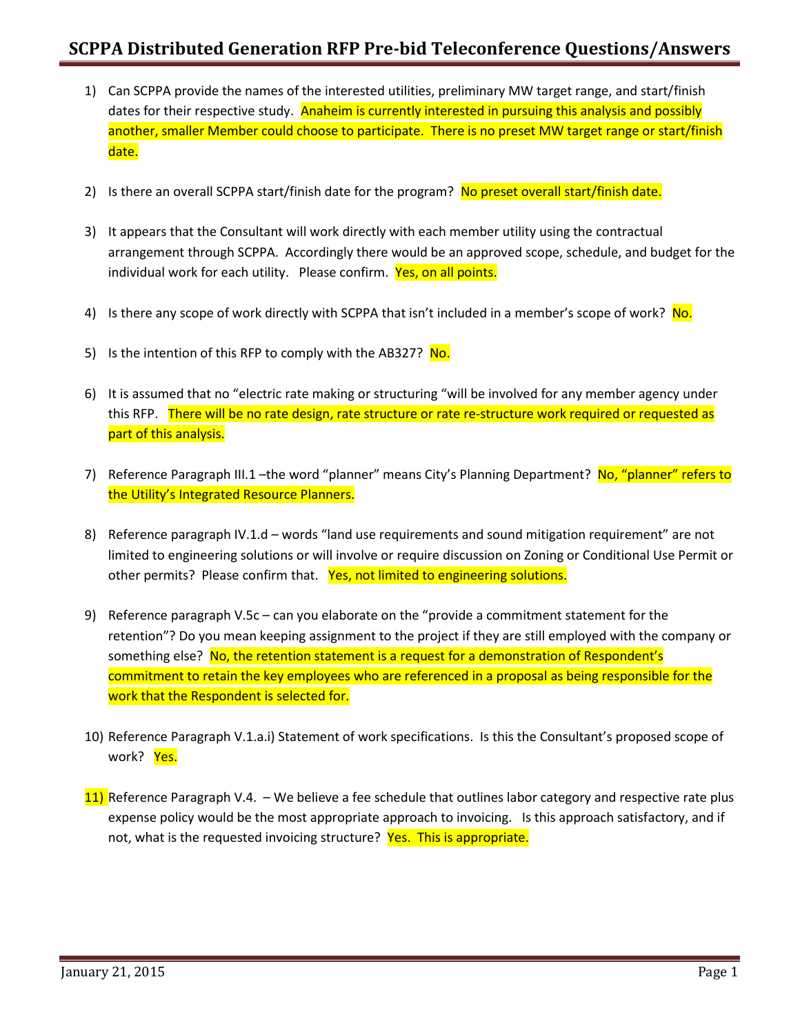# SCPPA Distributed Generation RFP Pre-bid Teleconference Questions/Answers

1) Can SCPPA provide the names of the interested utilities, preliminary MW target range, and start/finish dates for their respective study. Anaheim is currently interested in pursuing this analysis and possibly another, smaller Member could choose to participate. There is no preset MW target range or start/finish date.

2) Is there an overall SCPPA start/finish date for the program? No preset overall start/finish date.

3) It appears that the Consultant will work directly with each member utility using the contractual arrangement through SCPPA. Accordingly there would be an approved scope, schedule, and budget for the individual work for each utility. Please confirm. Yes, on all points.

4) Is there any scope of work directly with SCPPA that isn't included in a member's scope of work? No.

5) Is the intention of this RFP to comply with the AB327? No.

6) It is assumed that no "electric rate making or structuring "will be involved for any member agency under this RFP. There will be no rate design, rate structure or rate re-structure work required or requested as part of this analysis.

7) Reference Paragraph III.1 –the word "planner" means City's Planning Department? No, "planner" refers to the Utility's Integrated Resource Planners.

8) Reference paragraph IV.1.d – words "land use requirements and sound mitigation requirement" are not limited to engineering solutions or will involve or require discussion on Zoning or Conditional Use Permit or other permits? Please confirm that. Yes, not limited to engineering solutions.

9) Reference paragraph V.5c – can you elaborate on the "provide a commitment statement for the retention"? Do you mean keeping assignment to the project if they are still employed with the company or something else? No, the retention statement is a request for a demonstration of Respondent's commitment to retain the key employees who are referenced in a proposal as being responsible for the work that the Respondent is selected for.

10) Reference Paragraph V.1.a.i) Statement of work specifications. Is this the Consultant's proposed scope of work? Yes.

11) Reference Paragraph V.4. – We believe a fee schedule that outlines labor category and respective rate plus expense policy would be the most appropriate approach to invoicing. Is this approach satisfactory, and if not, what is the requested invoicing structure? Yes. This is appropriate.

January 21, 2015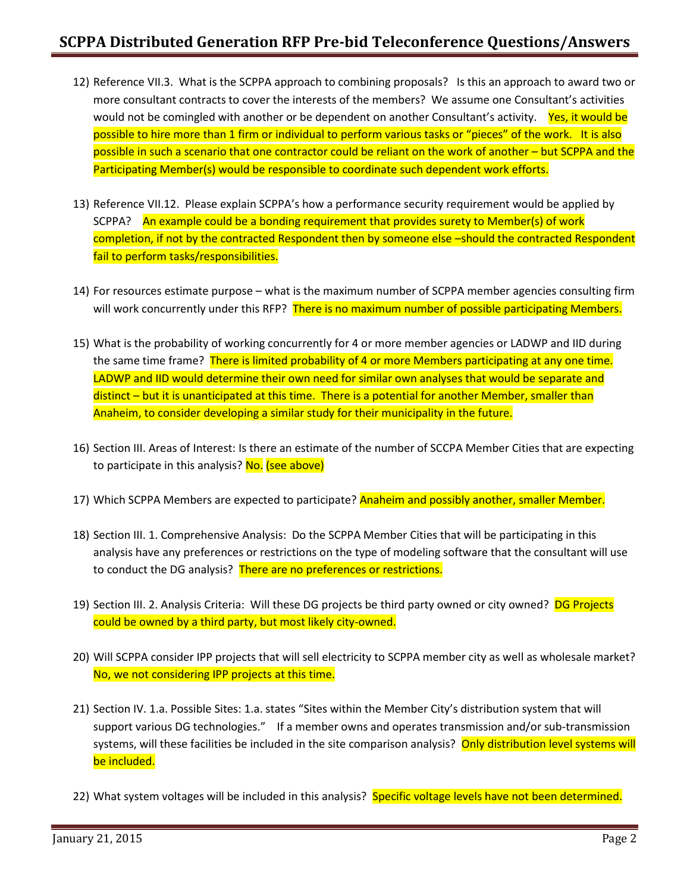12) Reference VII.3. What is the SCPPA approach to combining proposals? Is this an approach to award two or more consultant contracts to cover the interests of the members? We assume one Consultant's activities would not be comingled with another or be dependent on another Consultant's activity. Yes, it would be possible to hire more than 1 firm or individual to perform various tasks or "pieces" of the work. It is also possible in such a scenario that one contractor could be reliant on the work of another – but SCPPA and the Participating Member(s) would be responsible to coordinate such dependent work efforts.

13) Reference VII.12. Please explain SCPPA's how a performance security requirement would be applied by SCPPA? An example could be a bonding requirement that provides surety to Member(s) of work completion, if not by the contracted Respondent then by someone else –should the contracted Respondent fail to perform tasks/responsibilities.

14) For resources estimate purpose – what is the maximum number of SCPPA member agencies consulting firm will work concurrently under this RFP? There is no maximum number of possible participating Members.

15) What is the probability of working concurrently for 4 or more member agencies or LADWP and IID during the same time frame? There is limited probability of 4 or more Members participating at any one time. LADWP and IID would determine their own need for similar own analyses that would be separate and distinct – but it is unanticipated at this time. There is a potential for another Member, smaller than Anaheim, to consider developing a similar study for their municipality in the future.

16) Section III. Areas of Interest: Is there an estimate of the number of SCCPA Member Cities that are expecting to participate in this analysis? No. (see above)

17) Which SCPPA Members are expected to participate? Anaheim and possibly another, smaller Member.

18) Section III. 1. Comprehensive Analysis: Do the SCPPA Member Cities that will be participating in this analysis have any preferences or restrictions on the type of modeling software that the consultant will use to conduct the DG analysis? There are no preferences or restrictions.

19) Section III. 2. Analysis Criteria: Will these DG projects be third party owned or city owned? DG Projects could be owned by a third party, but most likely city-owned.

20) Will SCPPA consider IPP projects that will sell electricity to SCPPA member city as well as wholesale market? No, we not considering IPP projects at this time.

21) Section IV. 1.a. Possible Sites: 1.a. states "Sites within the Member City's distribution system that will support various DG technologies." If a member owns and operates transmission and/or sub-transmission systems, will these facilities be included in the site comparison analysis? Only distribution level systems will be included.

22) What system voltages will be included in this analysis? Specific voltage levels have not been determined.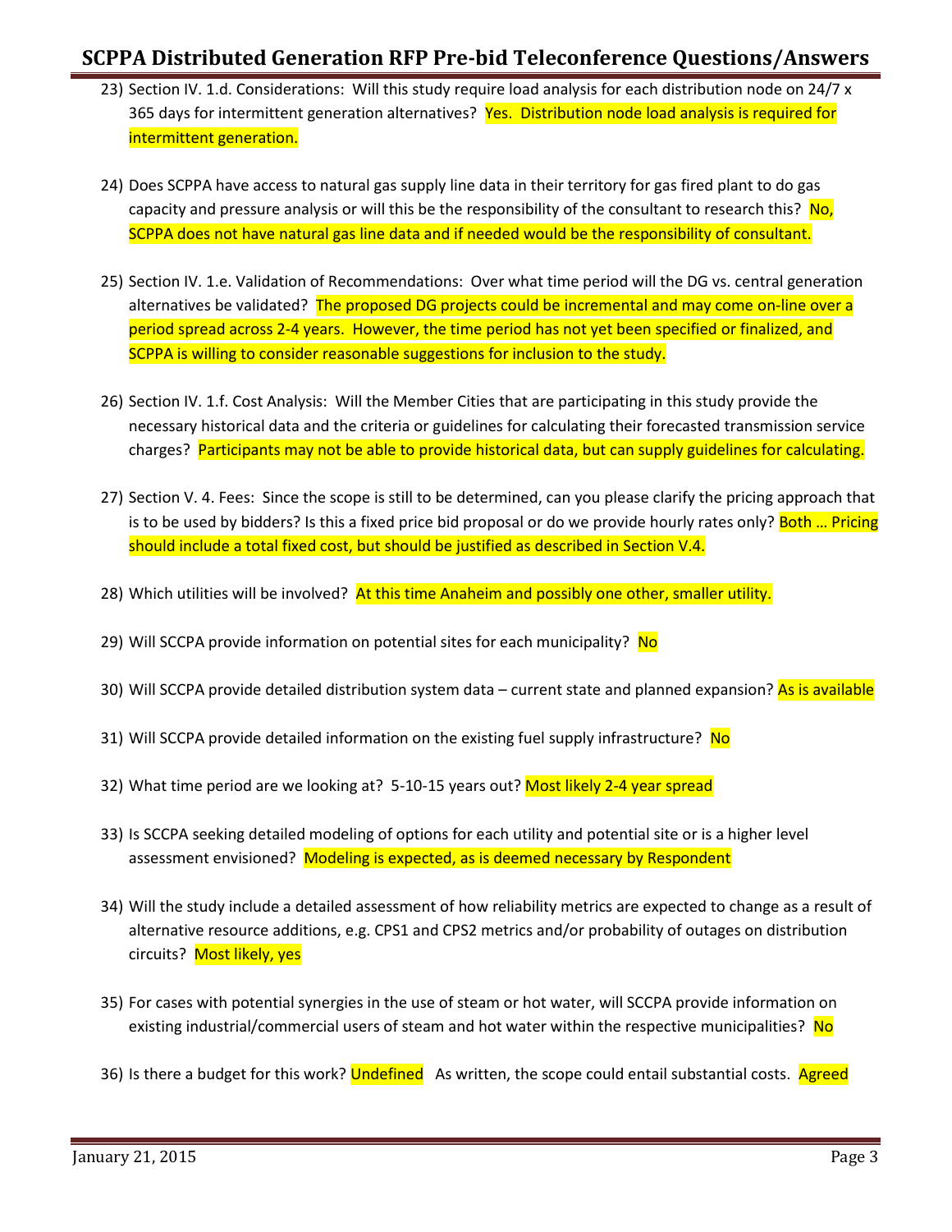23) Section IV. 1.d. Considerations: Will this study require load analysis for each distribution node on 24/7 x 365 days for intermittent generation alternatives? Yes. Distribution node load analysis is required for intermittent generation.

24) Does SCPPA have access to natural gas supply line data in their territory for gas fired plant to do gas capacity and pressure analysis or will this be the responsibility of the consultant to research this? No, SCPPA does not have natural gas line data and if needed would be the responsibility of consultant.

25) Section IV. 1.e. Validation of Recommendations: Over what time period will the DG vs. central generation alternatives be validated? The proposed DG projects could be incremental and may come on-line over a period spread across 2-4 years. However, the time period has not yet been specified or finalized, and SCPPA is willing to consider reasonable suggestions for inclusion to the study.

26) Section IV. 1.f. Cost Analysis: Will the Member Cities that are participating in this study provide the necessary historical data and the criteria or guidelines for calculating their forecasted transmission service charges? Participants may not be able to provide historical data, but can supply guidelines for calculating.

27) Section V. 4. Fees: Since the scope is still to be determined, can you please clarify the pricing approach that is to be used by bidders? Is this a fixed price bid proposal or do we provide hourly rates only? Both … Pricing should include a total fixed cost, but should be justified as described in Section V.4.

28) Which utilities will be involved? At this time Anaheim and possibly one other, smaller utility.

29) Will SCCPA provide information on potential sites for each municipality? No

30) Will SCCPA provide detailed distribution system data – current state and planned expansion? As is available

31) Will SCCPA provide detailed information on the existing fuel supply infrastructure? No

32) What time period are we looking at? 5-10-15 years out? Most likely 2-4 year spread

33) Is SCCPA seeking detailed modeling of options for each utility and potential site or is a higher level assessment envisioned? Modeling is expected, as is deemed necessary by Respondent

34) Will the study include a detailed assessment of how reliability metrics are expected to change as a result of alternative resource additions, e.g. CPS1 and CPS2 metrics and/or probability of outages on distribution circuits? Most likely, yes

35) For cases with potential synergies in the use of steam or hot water, will SCCPA provide information on existing industrial/commercial users of steam and hot water within the respective municipalities? No

36) Is there a budget for this work? Undefined As written, the scope could entail substantial costs. Agreed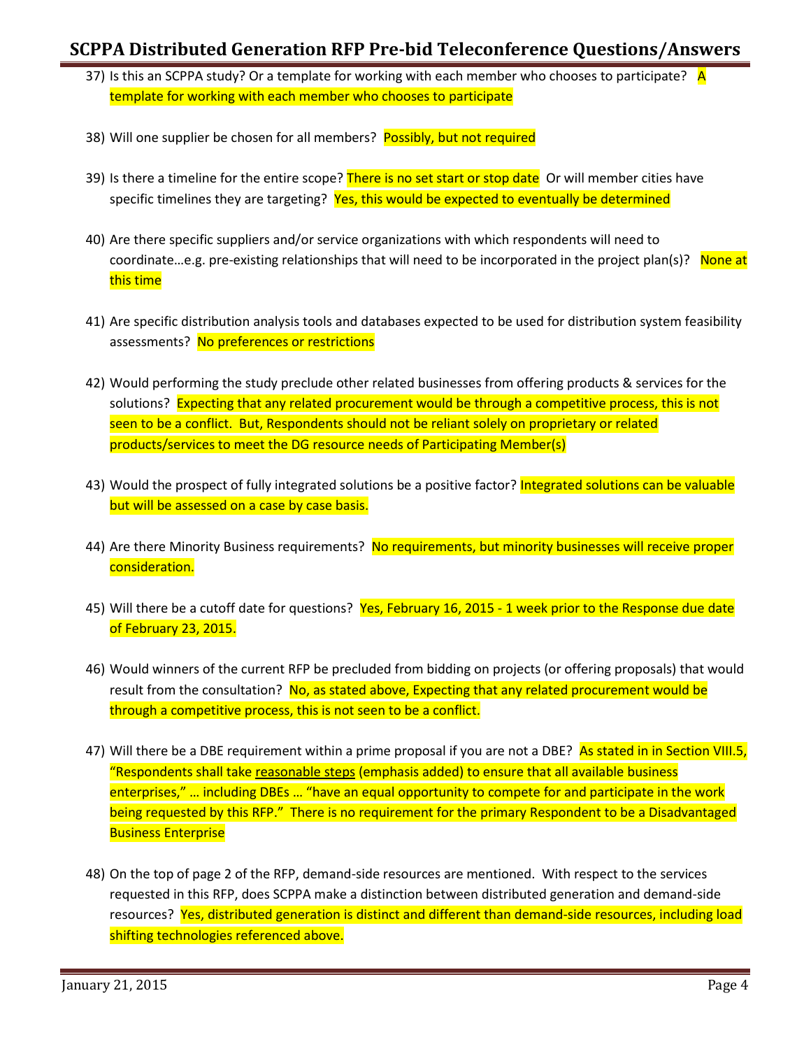37) Is this an SCPPA study? Or a template for working with each member who chooses to participate? A template for working with each member who chooses to participate

38) Will one supplier be chosen for all members? Possibly, but not required

39) Is there a timeline for the entire scope? There is no set start or stop date Or will member cities have specific timelines they are targeting? Yes, this would be expected to eventually be determined

40) Are there specific suppliers and/or service organizations with which respondents will need to coordinate…e.g. pre-existing relationships that will need to be incorporated in the project plan(s)? None at this time

41) Are specific distribution analysis tools and databases expected to be used for distribution system feasibility assessments? No preferences or restrictions

42) Would performing the study preclude other related businesses from offering products & services for the solutions? Expecting that any related procurement would be through a competitive process, this is not seen to be a conflict. But, Respondents should not be reliant solely on proprietary or related products/services to meet the DG resource needs of Participating Member(s)

43) Would the prospect of fully integrated solutions be a positive factor? Integrated solutions can be valuable but will be assessed on a case by case basis.

44) Are there Minority Business requirements? No requirements, but minority businesses will receive proper consideration.

45) Will there be a cutoff date for questions? Yes, February 16, 2015 - 1 week prior to the Response due date of February 23, 2015.

46) Would winners of the current RFP be precluded from bidding on projects (or offering proposals) that would result from the consultation? No, as stated above, Expecting that any related procurement would be through a competitive process, this is not seen to be a conflict.

47) Will there be a DBE requirement within a prime proposal if you are not a DBE? As stated in in Section VIII.5, "Respondents shall take reasonable steps (emphasis added) to ensure that all available business enterprises," … including DBEs … "have an equal opportunity to compete for and participate in the work being requested by this RFP." There is no requirement for the primary Respondent to be a Disadvantaged Business Enterprise

48) On the top of page 2 of the RFP, demand-side resources are mentioned. With respect to the services requested in this RFP, does SCPPA make a distinction between distributed generation and demand-side resources? Yes, distributed generation is distinct and different than demand-side resources, including load shifting technologies referenced above.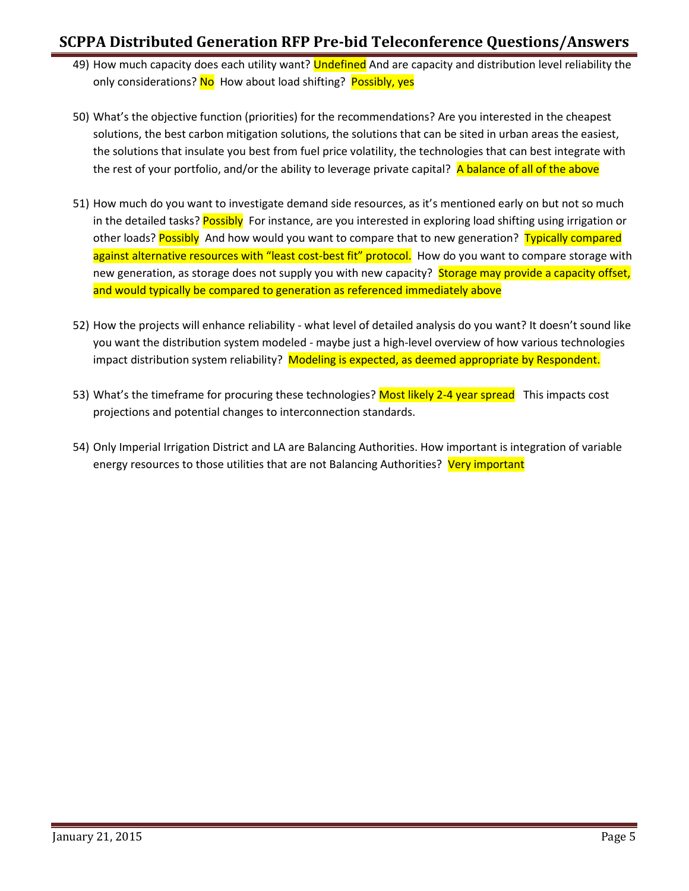49) How much capacity does each utility want? Undefined And are capacity and distribution level reliability the only considerations? No How about load shifting? Possibly, yes

50) What's the objective function (priorities) for the recommendations? Are you interested in the cheapest solutions, the best carbon mitigation solutions, the solutions that can be sited in urban areas the easiest, the solutions that insulate you best from fuel price volatility, the technologies that can best integrate with the rest of your portfolio, and/or the ability to leverage private capital? A balance of all of the above

51) How much do you want to investigate demand side resources, as it's mentioned early on but not so much in the detailed tasks? Possibly For instance, are you interested in exploring load shifting using irrigation or other loads? Possibly And how would you want to compare that to new generation? Typically compared against alternative resources with "least cost-best fit" protocol. How do you want to compare storage with new generation, as storage does not supply you with new capacity? Storage may provide a capacity offset, and would typically be compared to generation as referenced immediately above

52) How the projects will enhance reliability - what level of detailed analysis do you want? It doesn't sound like you want the distribution system modeled - maybe just a high-level overview of how various technologies impact distribution system reliability? Modeling is expected, as deemed appropriate by Respondent.

53) What's the timeframe for procuring these technologies? Most likely 2-4 year spread This impacts cost projections and potential changes to interconnection standards.

54) Only Imperial Irrigation District and LA are Balancing Authorities. How important is integration of variable energy resources to those utilities that are not Balancing Authorities? Very important